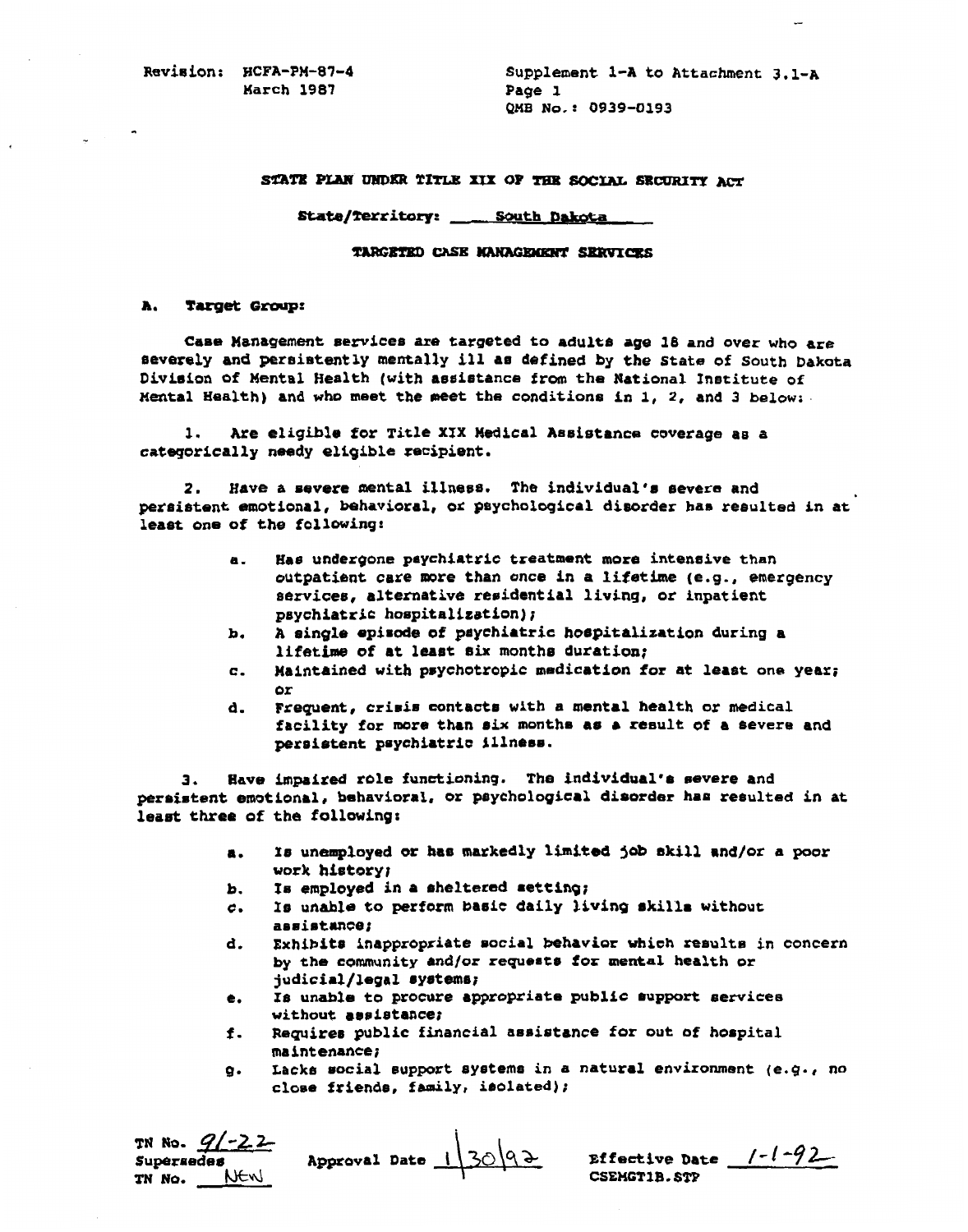Revision: HCFA-PM-87-4
March 1987

Supplement 1-A to Attachment 3.1-A
Page 1
OMB No.: 0939-0193

# STATE PLAN UNDER TITLE XIX OF THE SOCIAL SECURITY ACT

State/Territory: South Dakota

## TARGETED CASE MANAGEMENT SERVICES

**A. Target Group:**

Case Management services are targeted to adults age 18 and over who are severely and persistently mentally ill as defined by the State of South Dakota Division of Mental Health (with assistance from the National Institute of Mental Health) and who meet the meet the conditions in 1, 2, and 3 below:

1. Are eligible for Title XIX Medical Assistance coverage as a categorically needy eligible recipient.

2. Have a severe mental illness. The individual's severe and persistent emotional, behavioral, or psychological disorder has resulted in at least one of the following:

   a. Has undergone psychiatric treatment more intensive than outpatient care more than once in a lifetime (e.g., emergency services, alternative residential living, or inpatient psychiatric hospitalization);
   b. A single episode of psychiatric hospitalization during a lifetime of at least six months duration;
   c. Maintained with psychotropic medication for at least one year; or
   d. Frequent, crisis contacts with a mental health or medical facility for more than six months as a result of a severe and persistent psychiatric illness.

3. Have impaired role functioning. The individual's severe and persistent emotional, behavioral, or psychological disorder has resulted in at least three of the following:

   a. Is unemployed or has markedly limited job skill and/or a poor work history;
   b. Is employed in a sheltered setting;
   c. Is unable to perform basic daily living skills without assistance;
   d. Exhibits inappropriate social behavior which results in concern by the community and/or requests for mental health or judicial/legal systems;
   e. Is unable to procure appropriate public support services without assistance;
   f. Requires public financial assistance for out of hospital maintenance;
   g. Lacks social support systems in a natural environment (e.g., no close friends, family, isolated);

TN No. 91-22
Supersedes
TN No. NEW

Approval Date 1/30/92

Effective Date 1-1-92
CSEMGT1B.STP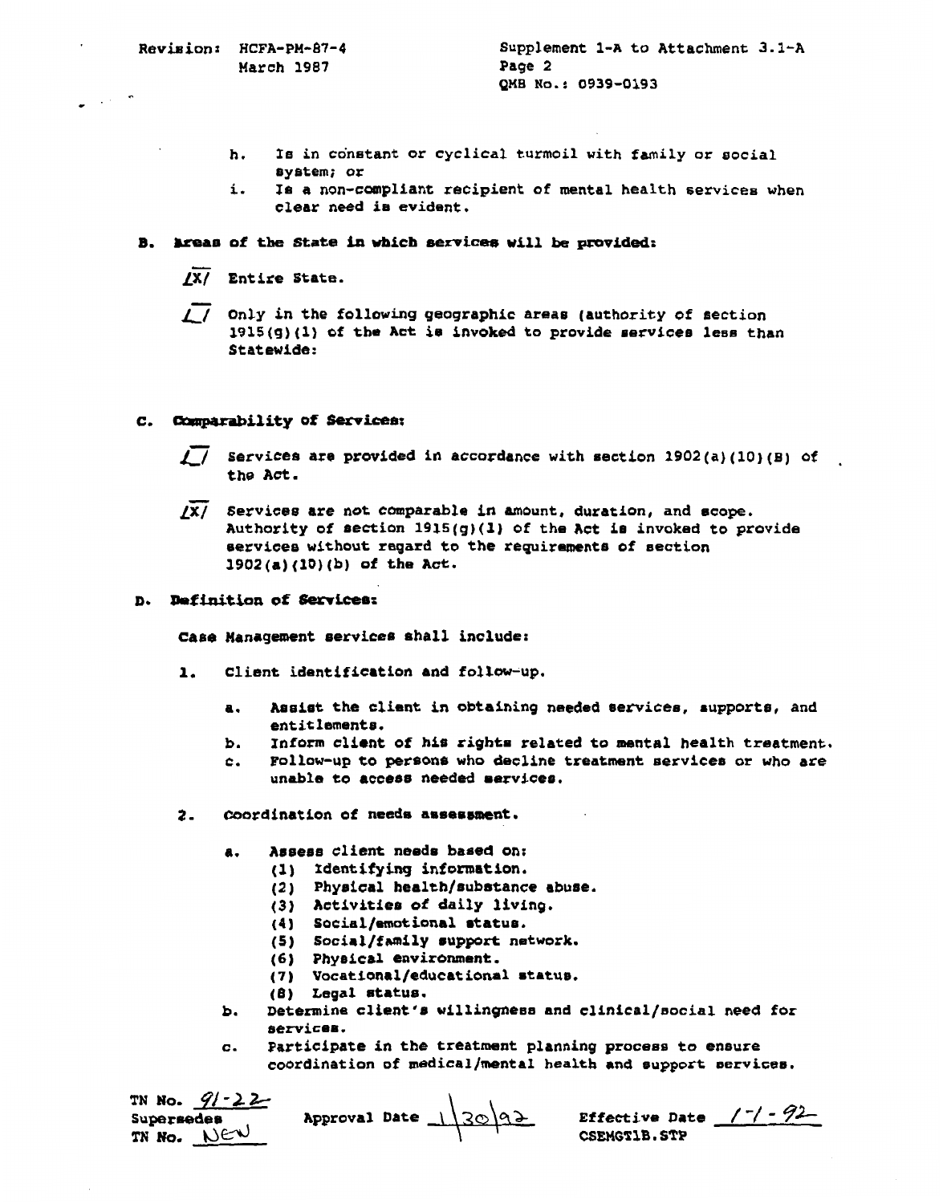h. Is in constant or cyclical turmoil with family or social system; or
i. Is a non-compliant recipient of mental health services when clear need is evident.

**B. Areas of the State in which services will be provided:**

/X/ Entire State.

/_/ Only in the following geographic areas (authority of section 1915(g)(1) of the Act is invoked to provide services less than Statewide:

**C. Comparability of Services:**

/_/ Services are provided in accordance with section 1902(a)(10)(B) of the Act.

/X/ Services are not comparable in amount, duration, and scope. Authority of section 1915(g)(1) of the Act is invoked to provide services without regard to the requirements of section 1902(a)(10)(b) of the Act.

**D. Definition of Services:**

Case Management services shall include:

1. Client identification and follow-up.
   a. Assist the client in obtaining needed services, supports, and entitlements.
   b. Inform client of his rights related to mental health treatment.
   c. Follow-up to persons who decline treatment services or who are unable to access needed services.

2. Coordination of needs assessment.
   a. Assess client needs based on:
      (1) Identifying information.
      (2) Physical health/substance abuse.
      (3) Activities of daily living.
      (4) Social/emotional status.
      (5) Social/family support network.
      (6) Physical environment.
      (7) Vocational/educational status.
      (8) Legal status.
   b. Determine client's willingness and clinical/social need for services.
   c. Participate in the treatment planning process to ensure coordination of medical/mental health and support services.

TN No. 91-22
Supersedes
TN No. NEW

Approval Date 1/30/92

Effective Date 1-1-92

CSEMGT1B.STP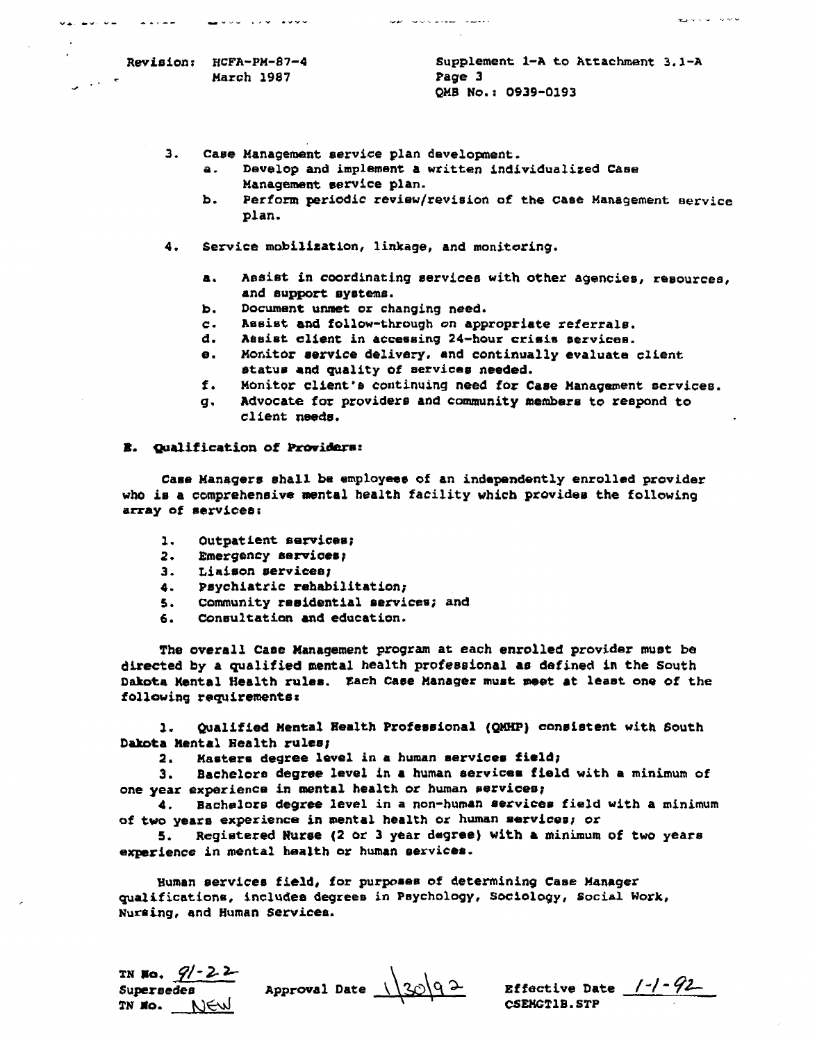3. Case Management service plan development.
   a. Develop and implement a written individualized Case Management service plan.
   b. Perform periodic review/revision of the Case Management service plan.

4. Service mobilization, linkage, and monitoring.
   a. Assist in coordinating services with other agencies, resources, and support systems.
   b. Document unmet or changing need.
   c. Assist and follow-through on appropriate referrals.
   d. Assist client in accessing 24-hour crisis services.
   e. Monitor service delivery, and continually evaluate client status and quality of services needed.
   f. Monitor client's continuing need for Case Management services.
   g. Advocate for providers and community members to respond to client needs.

**E. Qualification of Providers:**

Case Managers shall be employees of an independently enrolled provider who is a comprehensive mental health facility which provides the following array of services:

1. Outpatient services;
2. Emergency services;
3. Liaison services;
4. Psychiatric rehabilitation;
5. Community residential services; and
6. Consultation and education.

The overall Case Management program at each enrolled provider must be directed by a qualified mental health professional as defined in the South Dakota Mental Health rules. Each Case Manager must meet at least one of the following requirements:

1. Qualified Mental Health Professional (QMHP) consistent with South Dakota Mental Health rules;
2. Masters degree level in a human services field;
3. Bachelors degree level in a human services field with a minimum of one year experience in mental health or human services;
4. Bachelors degree level in a non-human services field with a minimum of two years experience in mental health or human services; or
5. Registered Nurse (2 or 3 year degree) with a minimum of two years experience in mental health or human services.

Human services field, for purposes of determining Case Manager qualifications, includes degrees in Psychology, Sociology, Social Work, Nursing, and Human Services.

TN No. 91-22
Supersedes
TN No. NEW

Approval Date 1/30/92

Effective Date 1-1-92
CSEMGT1B.STP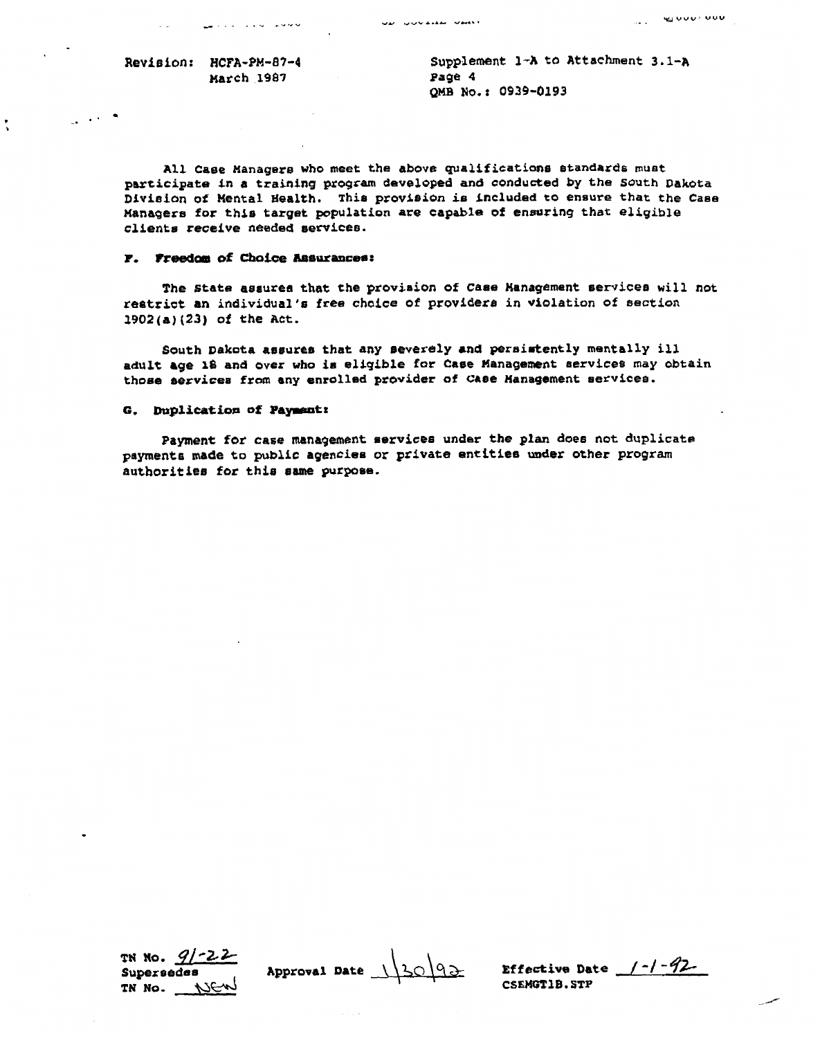Revision: HCFA-PM-87-4
March 1987

Supplement 1-A to Attachment 3.1-A
Page 4
OMB No.: 0939-0193

All Case Managers who meet the above qualifications standards must participate in a training program developed and conducted by the South Dakota Division of Mental Health. This provision is included to ensure that the Case Managers for this target population are capable of ensuring that eligible clients receive needed services.

**F. Freedom of Choice Assurances:**

The State assures that the provision of Case Management services will not restrict an individual's free choice of providers in violation of section 1902(a)(23) of the Act.

South Dakota assures that any severely and persistently mentally ill adult age 18 and over who is eligible for Case Management services may obtain those services from any enrolled provider of Case Management services.

**G. Duplication of Payment:**

Payment for case management services under the plan does not duplicate payments made to public agencies or private entities under other program authorities for this same purpose.

TN No. 91-22
Supersedes
TN No. NEW

Approval Date 1/30/92

Effective Date 1-1-92
CSEMGT1B.STP